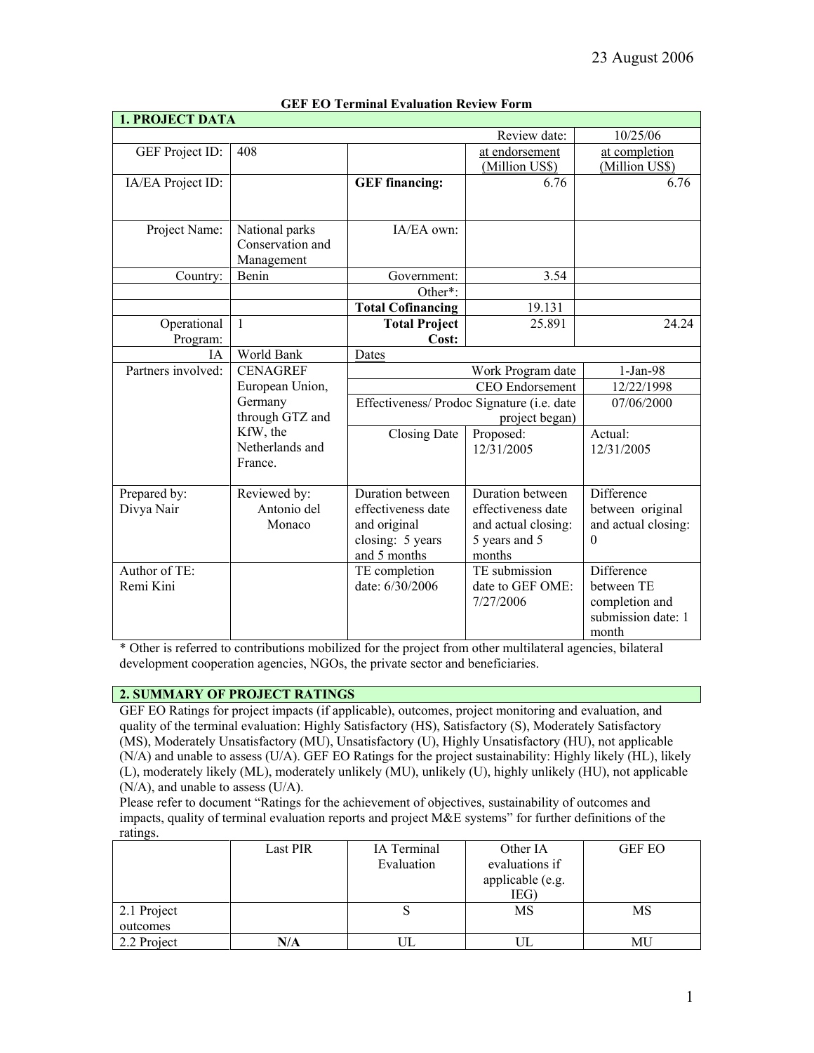23 August 2006

**GEF EO Terminal Evaluation Review Form**

| **1. PROJECT DATA** | | | | |
|---|---|---|---|---|
| | | | Review date: | 10/25/06 |
| GEF Project ID: | 408 | | at endorsement (Million US$) | at completion (Million US$) |
| IA/EA Project ID: | | **GEF financing:** | 6.76 | 6.76 |
| Project Name: | National parks Conservation and Management | IA/EA own: | | |
| Country: | Benin | Government: | 3.54 | |
| | | Other*: | | |
| | | **Total Cofinancing** | 19.131 | |
| Operational Program: | 1 | **Total Project Cost:** | 25.891 | 24.24 |
| IA | World Bank | Dates | | |
| Partners involved: | CENAGREF European Union, Germany through GTZ and KfW, the Netherlands and France. | Work Program date | | 1-Jan-98 |
| | | CEO Endorsement | | 12/22/1998 |
| | | Effectiveness/ Prodoc Signature (i.e. date project began) | | 07/06/2000 |
| | | Closing Date | Proposed: 12/31/2005 | Actual: 12/31/2005 |
| Prepared by: Divya Nair | Reviewed by: Antonio del Monaco | Duration between effectiveness date and original closing: 5 years and 5 months | Duration between effectiveness date and actual closing: 5 years and 5 months | Difference between original and actual closing: 0 |
| Author of TE: Remi Kini | | TE completion date: 6/30/2006 | TE submission date to GEF OME: 7/27/2006 | Difference between TE completion and submission date: 1 month |

* Other is referred to contributions mobilized for the project from other multilateral agencies, bilateral development cooperation agencies, NGOs, the private sector and beneficiaries.

**2. SUMMARY OF PROJECT RATINGS**

GEF EO Ratings for project impacts (if applicable), outcomes, project monitoring and evaluation, and quality of the terminal evaluation: Highly Satisfactory (HS), Satisfactory (S), Moderately Satisfactory (MS), Moderately Unsatisfactory (MU), Unsatisfactory (U), Highly Unsatisfactory (HU), not applicable (N/A) and unable to assess (U/A). GEF EO Ratings for the project sustainability: Highly likely (HL), likely (L), moderately likely (ML), moderately unlikely (MU), unlikely (U), highly unlikely (HU), not applicable (N/A), and unable to assess (U/A).

Please refer to document "Ratings for the achievement of objectives, sustainability of outcomes and impacts, quality of terminal evaluation reports and project M&E systems" for further definitions of the ratings.

| | Last PIR | IA Terminal Evaluation | Other IA evaluations if applicable (e.g. IEG) | GEF EO |
|---|---|---|---|---|
| 2.1 Project outcomes | | S | MS | MS |
| 2.2 Project | **N/A** | UL | UL | MU |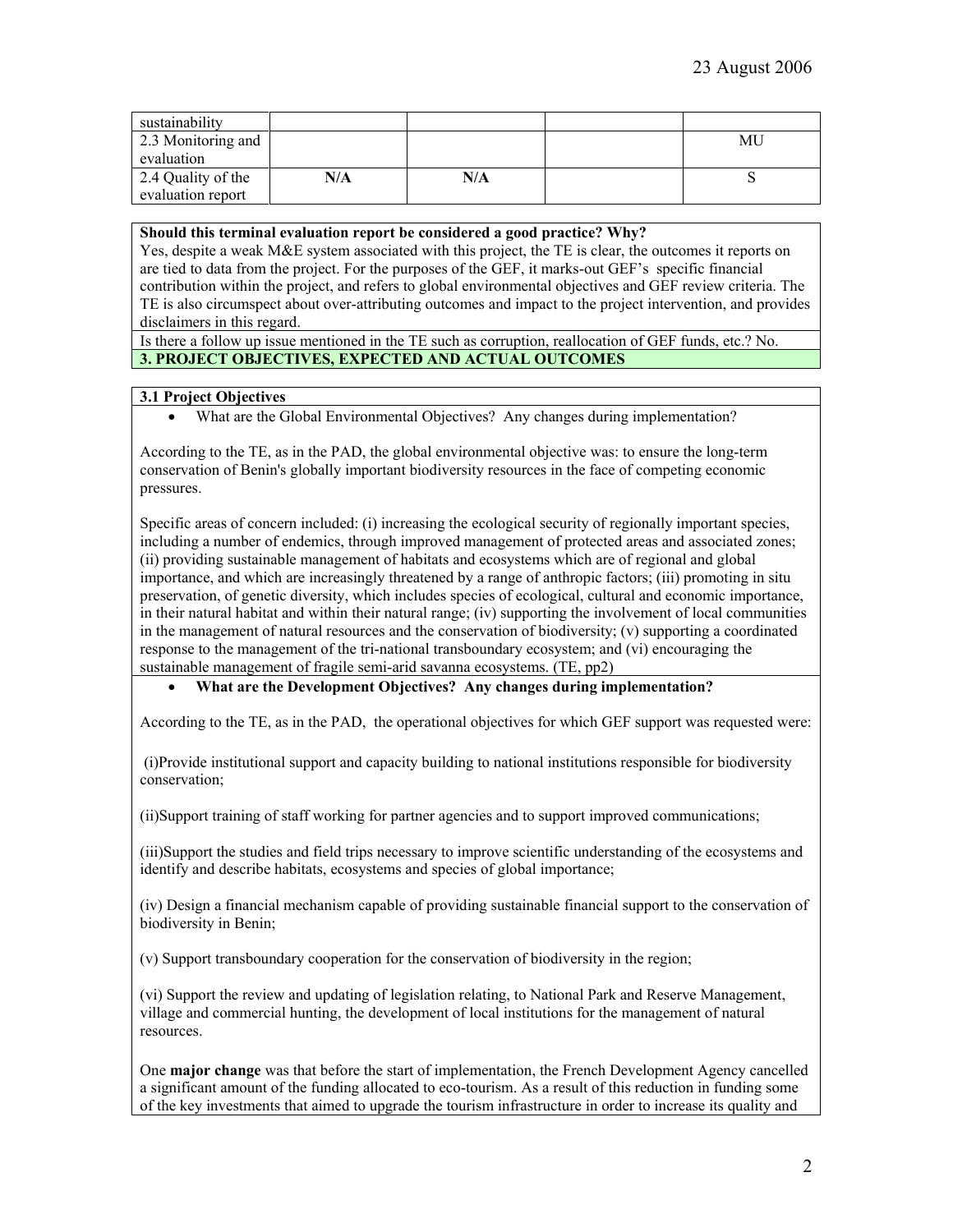| sustainability | | | | |
|---|---|---|---|---|
| 2.3 Monitoring and evaluation | | | | MU |
| 2.4 Quality of the evaluation report | N/A | N/A | | S |

**Should this terminal evaluation report be considered a good practice? Why?**

Yes, despite a weak M&E system associated with this project, the TE is clear, the outcomes it reports on are tied to data from the project. For the purposes of the GEF, it marks-out GEF's specific financial contribution within the project, and refers to global environmental objectives and GEF review criteria. The TE is also circumspect about over-attributing outcomes and impact to the project intervention, and provides disclaimers in this regard.

Is there a follow up issue mentioned in the TE such as corruption, reallocation of GEF funds, etc.? No.

**3. PROJECT OBJECTIVES, EXPECTED AND ACTUAL OUTCOMES**

**3.1 Project Objectives**

- What are the Global Environmental Objectives? Any changes during implementation?

According to the TE, as in the PAD, the global environmental objective was: to ensure the long-term conservation of Benin's globally important biodiversity resources in the face of competing economic pressures.

Specific areas of concern included: (i) increasing the ecological security of regionally important species, including a number of endemics, through improved management of protected areas and associated zones; (ii) providing sustainable management of habitats and ecosystems which are of regional and global importance, and which are increasingly threatened by a range of anthropic factors; (iii) promoting in situ preservation, of genetic diversity, which includes species of ecological, cultural and economic importance, in their natural habitat and within their natural range; (iv) supporting the involvement of local communities in the management of natural resources and the conservation of biodiversity; (v) supporting a coordinated response to the management of the tri-national transboundary ecosystem; and (vi) encouraging the sustainable management of fragile semi-arid savanna ecosystems. (TE, pp2)

- **What are the Development Objectives? Any changes during implementation?**

According to the TE, as in the PAD, the operational objectives for which GEF support was requested were:

(i)Provide institutional support and capacity building to national institutions responsible for biodiversity conservation;

(ii)Support training of staff working for partner agencies and to support improved communications;

(iii)Support the studies and field trips necessary to improve scientific understanding of the ecosystems and identify and describe habitats, ecosystems and species of global importance;

(iv) Design a financial mechanism capable of providing sustainable financial support to the conservation of biodiversity in Benin;

(v) Support transboundary cooperation for the conservation of biodiversity in the region;

(vi) Support the review and updating of legislation relating, to National Park and Reserve Management, village and commercial hunting, the development of local institutions for the management of natural resources.

One **major change** was that before the start of implementation, the French Development Agency cancelled a significant amount of the funding allocated to eco-tourism. As a result of this reduction in funding some of the key investments that aimed to upgrade the tourism infrastructure in order to increase its quality and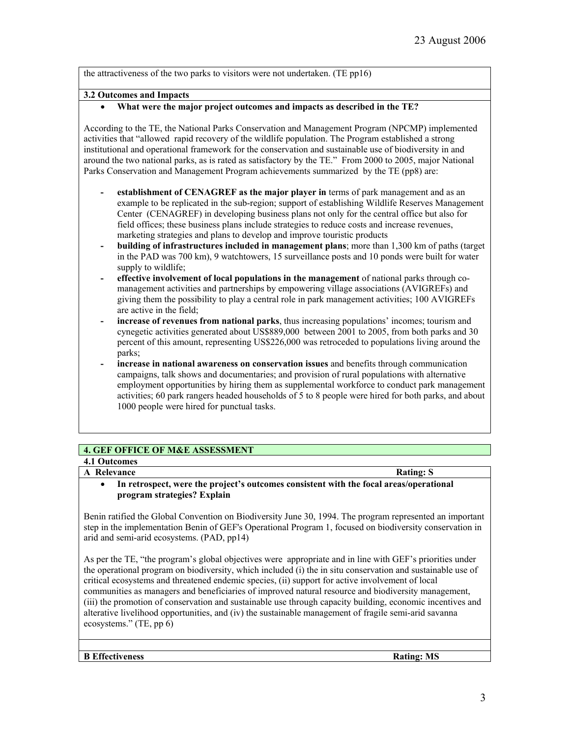the attractiveness of the two parks to visitors were not undertaken. (TE pp16)

**3.2 Outcomes and Impacts**

- **What were the major project outcomes and impacts as described in the TE?**

According to the TE, the National Parks Conservation and Management Program (NPCMP) implemented activities that "allowed rapid recovery of the wildlife population. The Program established a strong institutional and operational framework for the conservation and sustainable use of biodiversity in and around the two national parks, as is rated as satisfactory by the TE." From 2000 to 2005, major National Parks Conservation and Management Program achievements summarized by the TE (pp8) are:

- **establishment of CENAGREF as the major player in** terms of park management and as an example to be replicated in the sub-region; support of establishing Wildlife Reserves Management Center (CENAGREF) in developing business plans not only for the central office but also for field offices; these business plans include strategies to reduce costs and increase revenues, marketing strategies and plans to develop and improve touristic products
- **building of infrastructures included in management plans**; more than 1,300 km of paths (target in the PAD was 700 km), 9 watchtowers, 15 surveillance posts and 10 ponds were built for water supply to wildlife;
- **effective involvement of local populations in the management** of national parks through co-management activities and partnerships by empowering village associations (AVIGREFs) and giving them the possibility to play a central role in park management activities; 100 AVIGREFs are active in the field;
- **increase of revenues from national parks**, thus increasing populations' incomes; tourism and cynegetic activities generated about US$889,000 between 2001 to 2005, from both parks and 30 percent of this amount, representing US$226,000 was retroceded to populations living around the parks;
- **increase in national awareness on conservation issues** and benefits through communication campaigns, talk shows and documentaries; and provision of rural populations with alternative employment opportunities by hiring them as supplemental workforce to conduct park management activities; 60 park rangers headed households of 5 to 8 people were hired for both parks, and about 1000 people were hired for punctual tasks.

## 4. GEF OFFICE OF M&E ASSESSMENT

### 4.1 Outcomes

**A Relevance** **Rating: S**

- **In retrospect, were the project's outcomes consistent with the focal areas/operational program strategies? Explain**

Benin ratified the Global Convention on Biodiversity June 30, 1994. The program represented an important step in the implementation Benin of GEF's Operational Program 1, focused on biodiversity conservation in arid and semi-arid ecosystems. (PAD, pp14)

As per the TE, "the program's global objectives were appropriate and in line with GEF's priorities under the operational program on biodiversity, which included (i) the in situ conservation and sustainable use of critical ecosystems and threatened endemic species, (ii) support for active involvement of local communities as managers and beneficiaries of improved natural resource and biodiversity management, (iii) the promotion of conservation and sustainable use through capacity building, economic incentives and alterative livelihood opportunities, and (iv) the sustainable management of fragile semi-arid savanna ecosystems." (TE, pp 6)

**B Effectiveness** **Rating: MS**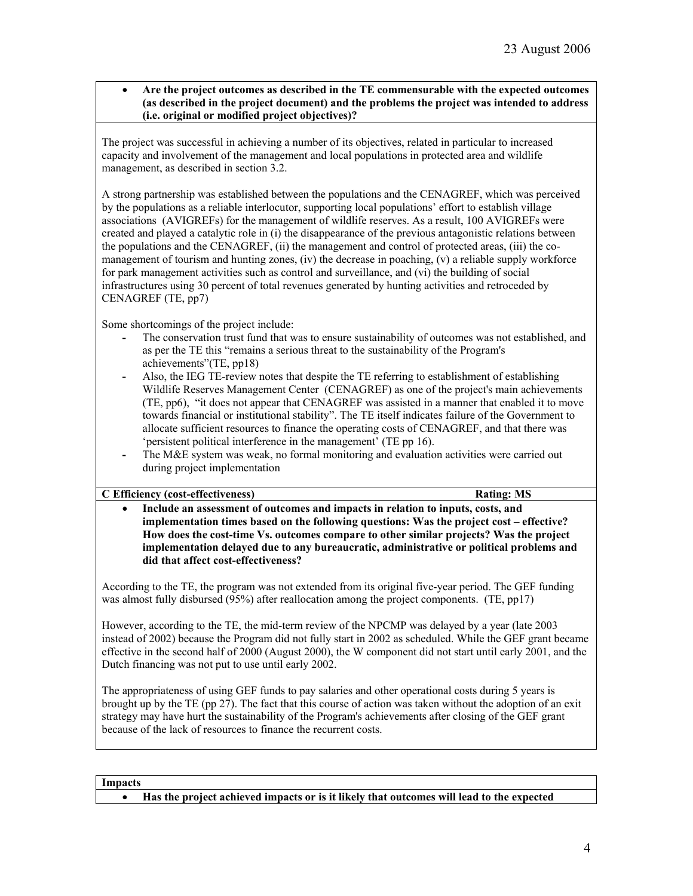- **Are the project outcomes as described in the TE commensurable with the expected outcomes (as described in the project document) and the problems the project was intended to address (i.e. original or modified project objectives)?**

The project was successful in achieving a number of its objectives, related in particular to increased capacity and involvement of the management and local populations in protected area and wildlife management, as described in section 3.2.

A strong partnership was established between the populations and the CENAGREF, which was perceived by the populations as a reliable interlocutor, supporting local populations' effort to establish village associations (AVIGREFs) for the management of wildlife reserves. As a result, 100 AVIGREFs were created and played a catalytic role in (i) the disappearance of the previous antagonistic relations between the populations and the CENAGREF, (ii) the management and control of protected areas, (iii) the co-management of tourism and hunting zones, (iv) the decrease in poaching, (v) a reliable supply workforce for park management activities such as control and surveillance, and (vi) the building of social infrastructures using 30 percent of total revenues generated by hunting activities and retroceded by CENAGREF (TE, pp7)

Some shortcomings of the project include:

- The conservation trust fund that was to ensure sustainability of outcomes was not established, and as per the TE this "remains a serious threat to the sustainability of the Program's achievements"(TE, pp18)
- Also, the IEG TE-review notes that despite the TE referring to establishment of establishing Wildlife Reserves Management Center (CENAGREF) as one of the project's main achievements (TE, pp6), "it does not appear that CENAGREF was assisted in a manner that enabled it to move towards financial or institutional stability". The TE itself indicates failure of the Government to allocate sufficient resources to finance the operating costs of CENAGREF, and that there was 'persistent political interference in the management' (TE pp 16).
- The M&E system was weak, no formal monitoring and evaluation activities were carried out during project implementation

**C Efficiency (cost-effectiveness)** **Rating: MS**

- **Include an assessment of outcomes and impacts in relation to inputs, costs, and implementation times based on the following questions: Was the project cost – effective? How does the cost-time Vs. outcomes compare to other similar projects? Was the project implementation delayed due to any bureaucratic, administrative or political problems and did that affect cost-effectiveness?**

According to the TE, the program was not extended from its original five-year period. The GEF funding was almost fully disbursed (95%) after reallocation among the project components. (TE, pp17)

However, according to the TE, the mid-term review of the NPCMP was delayed by a year (late 2003 instead of 2002) because the Program did not fully start in 2002 as scheduled. While the GEF grant became effective in the second half of 2000 (August 2000), the W component did not start until early 2001, and the Dutch financing was not put to use until early 2002.

The appropriateness of using GEF funds to pay salaries and other operational costs during 5 years is brought up by the TE (pp 27). The fact that this course of action was taken without the adoption of an exit strategy may have hurt the sustainability of the Program's achievements after closing of the GEF grant because of the lack of resources to finance the recurrent costs.

**Impacts**

- **Has the project achieved impacts or is it likely that outcomes will lead to the expected**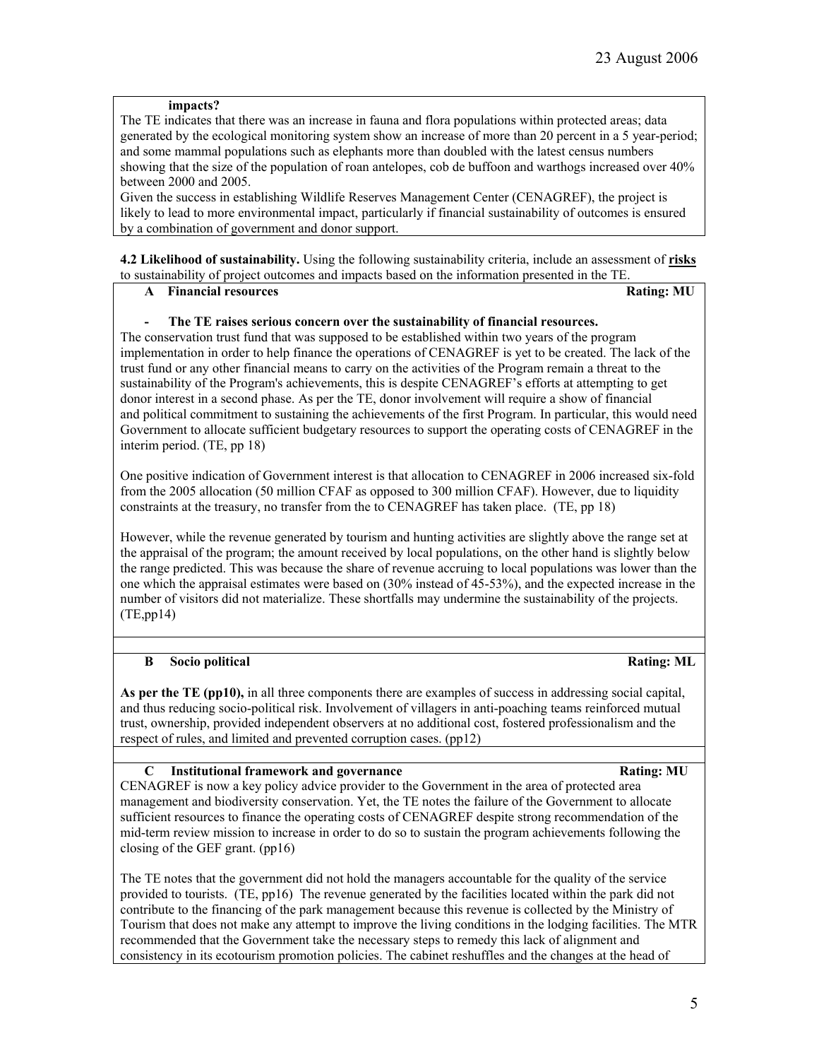**impacts?**

The TE indicates that there was an increase in fauna and flora populations within protected areas; data generated by the ecological monitoring system show an increase of more than 20 percent in a 5 year-period; and some mammal populations such as elephants more than doubled with the latest census numbers showing that the size of the population of roan antelopes, cob de buffoon and warthogs increased over 40% between 2000 and 2005.

Given the success in establishing Wildlife Reserves Management Center (CENAGREF), the project is likely to lead to more environmental impact, particularly if financial sustainability of outcomes is ensured by a combination of government and donor support.

**4.2 Likelihood of sustainability.** Using the following sustainability criteria, include an assessment of **risks** to sustainability of project outcomes and impacts based on the information presented in the TE.

**A Financial resources** **Rating: MU**

- **The TE raises serious concern over the sustainability of financial resources.**

The conservation trust fund that was supposed to be established within two years of the program implementation in order to help finance the operations of CENAGREF is yet to be created. The lack of the trust fund or any other financial means to carry on the activities of the Program remain a threat to the sustainability of the Program's achievements, this is despite CENAGREF's efforts at attempting to get donor interest in a second phase. As per the TE, donor involvement will require a show of financial and political commitment to sustaining the achievements of the first Program. In particular, this would need Government to allocate sufficient budgetary resources to support the operating costs of CENAGREF in the interim period. (TE, pp 18)

One positive indication of Government interest is that allocation to CENAGREF in 2006 increased six-fold from the 2005 allocation (50 million CFAF as opposed to 300 million CFAF). However, due to liquidity constraints at the treasury, no transfer from the to CENAGREF has taken place. (TE, pp 18)

However, while the revenue generated by tourism and hunting activities are slightly above the range set at the appraisal of the program; the amount received by local populations, on the other hand is slightly below the range predicted. This was because the share of revenue accruing to local populations was lower than the one which the appraisal estimates were based on (30% instead of 45-53%), and the expected increase in the number of visitors did not materialize. These shortfalls may undermine the sustainability of the projects. (TE,pp14)

**B Socio political** **Rating: ML**

**As per the TE (pp10),** in all three components there are examples of success in addressing social capital, and thus reducing socio-political risk. Involvement of villagers in anti-poaching teams reinforced mutual trust, ownership, provided independent observers at no additional cost, fostered professionalism and the respect of rules, and limited and prevented corruption cases. (pp12)

**C Institutional framework and governance** **Rating: MU**

CENAGREF is now a key policy advice provider to the Government in the area of protected area management and biodiversity conservation. Yet, the TE notes the failure of the Government to allocate sufficient resources to finance the operating costs of CENAGREF despite strong recommendation of the mid-term review mission to increase in order to do so to sustain the program achievements following the closing of the GEF grant. (pp16)

The TE notes that the government did not hold the managers accountable for the quality of the service provided to tourists. (TE, pp16) The revenue generated by the facilities located within the park did not contribute to the financing of the park management because this revenue is collected by the Ministry of Tourism that does not make any attempt to improve the living conditions in the lodging facilities. The MTR recommended that the Government take the necessary steps to remedy this lack of alignment and consistency in its ecotourism promotion policies. The cabinet reshuffles and the changes at the head of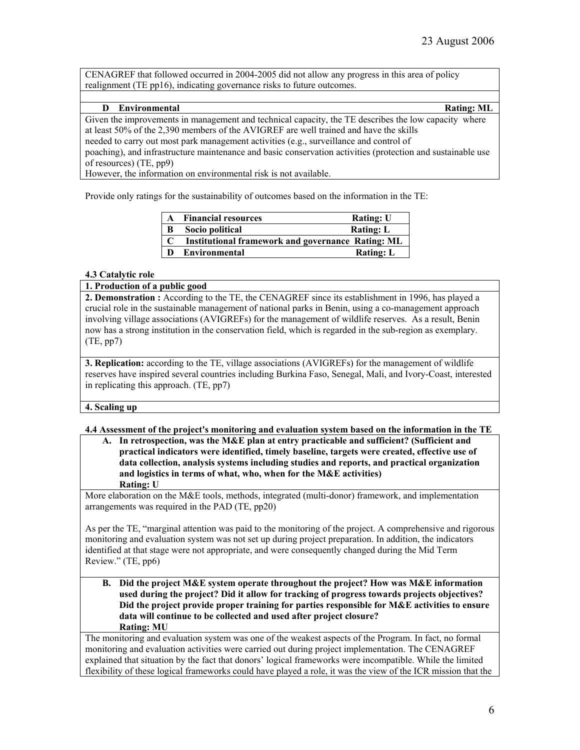CENAGREF that followed occurred in 2004-2005 did not allow any progress in this area of policy realignment (TE pp16), indicating governance risks to future outcomes.

**D Environmental** **Rating: ML**

Given the improvements in management and technical capacity, the TE describes the low capacity where at least 50% of the 2,390 members of the AVIGREF are well trained and have the skills needed to carry out most park management activities (e.g., surveillance and control of poaching), and infrastructure maintenance and basic conservation activities (protection and sustainable use of resources) (TE, pp9)

However, the information on environmental risk is not available.

Provide only ratings for the sustainability of outcomes based on the information in the TE:

| | | |
|---|---|---|
| **A** | **Financial resources** | **Rating: U** |
| **B** | **Socio political** | **Rating: L** |
| **C** | **Institutional framework and governance** | **Rating: ML** |
| **D** | **Environmental** | **Rating: L** |

**4.3 Catalytic role**

**1. Production of a public good**

**2. Demonstration :** According to the TE, the CENAGREF since its establishment in 1996, has played a crucial role in the sustainable management of national parks in Benin, using a co-management approach involving village associations (AVIGREFs) for the management of wildlife reserves. As a result, Benin now has a strong institution in the conservation field, which is regarded in the sub-region as exemplary. (TE, pp7)

**3. Replication:** according to the TE, village associations (AVIGREFs) for the management of wildlife reserves have inspired several countries including Burkina Faso, Senegal, Mali, and Ivory-Coast, interested in replicating this approach. (TE, pp7)

**4. Scaling up**

**4.4 Assessment of the project's monitoring and evaluation system based on the information in the TE**

**A. In retrospection, was the M&E plan at entry practicable and sufficient? (Sufficient and practical indicators were identified, timely baseline, targets were created, effective use of data collection, analysis systems including studies and reports, and practical organization and logistics in terms of what, who, when for the M&E activities)**
**Rating: U**

More elaboration on the M&E tools, methods, integrated (multi-donor) framework, and implementation arrangements was required in the PAD (TE, pp20)

As per the TE, "marginal attention was paid to the monitoring of the project. A comprehensive and rigorous monitoring and evaluation system was not set up during project preparation. In addition, the indicators identified at that stage were not appropriate, and were consequently changed during the Mid Term Review." (TE, pp6)

**B. Did the project M&E system operate throughout the project? How was M&E information used during the project? Did it allow for tracking of progress towards projects objectives? Did the project provide proper training for parties responsible for M&E activities to ensure data will continue to be collected and used after project closure?**
**Rating: MU**

The monitoring and evaluation system was one of the weakest aspects of the Program. In fact, no formal monitoring and evaluation activities were carried out during project implementation. The CENAGREF explained that situation by the fact that donors' logical frameworks were incompatible. While the limited flexibility of these logical frameworks could have played a role, it was the view of the ICR mission that the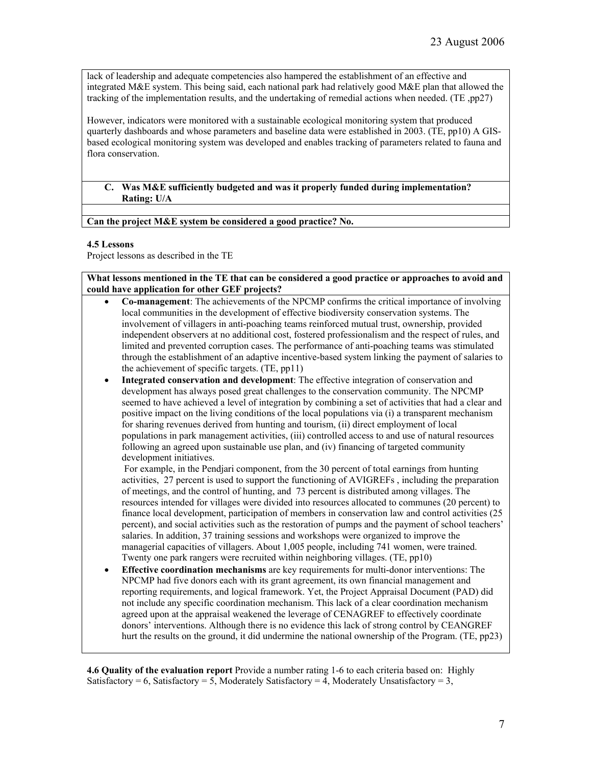lack of leadership and adequate competencies also hampered the establishment of an effective and integrated M&E system. This being said, each national park had relatively good M&E plan that allowed the tracking of the implementation results, and the undertaking of remedial actions when needed. (TE ,pp27)

However, indicators were monitored with a sustainable ecological monitoring system that produced quarterly dashboards and whose parameters and baseline data were established in 2003. (TE, pp10) A GIS-based ecological monitoring system was developed and enables tracking of parameters related to fauna and flora conservation.

**C. Was M&E sufficiently budgeted and was it properly funded during implementation? Rating: U/A**

**Can the project M&E system be considered a good practice? No.**

**4.5 Lessons**

Project lessons as described in the TE

**What lessons mentioned in the TE that can be considered a good practice or approaches to avoid and could have application for other GEF projects?**

- **Co-management**: The achievements of the NPCMP confirms the critical importance of involving local communities in the development of effective biodiversity conservation systems. The involvement of villagers in anti-poaching teams reinforced mutual trust, ownership, provided independent observers at no additional cost, fostered professionalism and the respect of rules, and limited and prevented corruption cases. The performance of anti-poaching teams was stimulated through the establishment of an adaptive incentive-based system linking the payment of salaries to the achievement of specific targets. (TE, pp11)
- **Integrated conservation and development**: The effective integration of conservation and development has always posed great challenges to the conservation community. The NPCMP seemed to have achieved a level of integration by combining a set of activities that had a clear and positive impact on the living conditions of the local populations via (i) a transparent mechanism for sharing revenues derived from hunting and tourism, (ii) direct employment of local populations in park management activities, (iii) controlled access to and use of natural resources following an agreed upon sustainable use plan, and (iv) financing of targeted community development initiatives.

  For example, in the Pendjari component, from the 30 percent of total earnings from hunting activities, 27 percent is used to support the functioning of AVIGREFs , including the preparation of meetings, and the control of hunting, and 73 percent is distributed among villages. The resources intended for villages were divided into resources allocated to communes (20 percent) to finance local development, participation of members in conservation law and control activities (25 percent), and social activities such as the restoration of pumps and the payment of school teachers' salaries. In addition, 37 training sessions and workshops were organized to improve the managerial capacities of villagers. About 1,005 people, including 741 women, were trained. Twenty one park rangers were recruited within neighboring villages. (TE, pp10)
- **Effective coordination mechanisms** are key requirements for multi-donor interventions: The NPCMP had five donors each with its grant agreement, its own financial management and reporting requirements, and logical framework. Yet, the Project Appraisal Document (PAD) did not include any specific coordination mechanism. This lack of a clear coordination mechanism agreed upon at the appraisal weakened the leverage of CENAGREF to effectively coordinate donors' interventions. Although there is no evidence this lack of strong control by CEANGREF hurt the results on the ground, it did undermine the national ownership of the Program. (TE, pp23)

**4.6 Quality of the evaluation report** Provide a number rating 1-6 to each criteria based on: Highly Satisfactory = 6, Satisfactory = 5, Moderately Satisfactory = 4, Moderately Unsatisfactory = 3,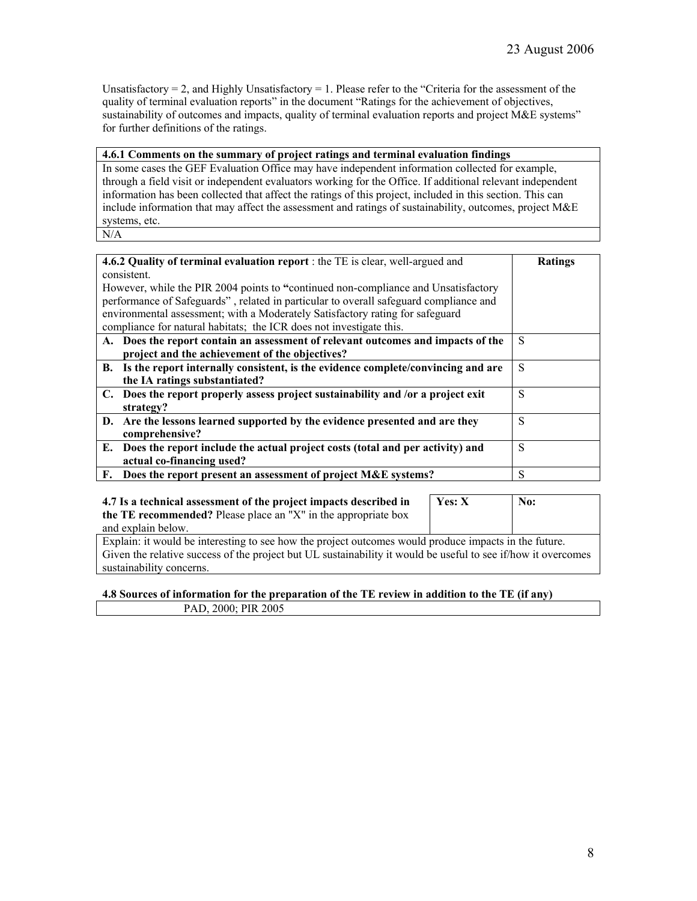Unsatisfactory = 2, and Highly Unsatisfactory = 1. Please refer to the "Criteria for the assessment of the quality of terminal evaluation reports" in the document "Ratings for the achievement of objectives, sustainability of outcomes and impacts, quality of terminal evaluation reports and project M&E systems" for further definitions of the ratings.

| **4.6.1 Comments on the summary of project ratings and terminal evaluation findings** |
|---|
| In some cases the GEF Evaluation Office may have independent information collected for example, through a field visit or independent evaluators working for the Office. If additional relevant independent information has been collected that affect the ratings of this project, included in this section. This can include information that may affect the assessment and ratings of sustainability, outcomes, project M&E systems, etc. |
| N/A |

| **4.6.2 Quality of terminal evaluation report** : the TE is clear, well-argued and consistent. However, while the PIR 2004 points to **"**continued non-compliance and Unsatisfactory performance of Safeguards" , related in particular to overall safeguard compliance and environmental assessment; with a Moderately Satisfactory rating for safeguard compliance for natural habitats; the ICR does not investigate this. | **Ratings** |
|---|---|
| **A. Does the report contain an assessment of relevant outcomes and impacts of the project and the achievement of the objectives?** | S |
| **B. Is the report internally consistent, is the evidence complete/convincing and are the IA ratings substantiated?** | S |
| **C. Does the report properly assess project sustainability and /or a project exit strategy?** | S |
| **D. Are the lessons learned supported by the evidence presented and are they comprehensive?** | S |
| **E. Does the report include the actual project costs (total and per activity) and actual co-financing used?** | S |
| **F. Does the report present an assessment of project M&E systems?** | S |

| **4.7 Is a technical assessment of the project impacts described in the TE recommended?** Please place an "X" in the appropriate box and explain below. | **Yes: X** | **No:** |
|---|---|---|
| Explain: it would be interesting to see how the project outcomes would produce impacts in the future. Given the relative success of the project but UL sustainability it would be useful to see if/how it overcomes sustainability concerns. | | |

**4.8 Sources of information for the preparation of the TE review in addition to the TE (if any)**

PAD, 2000; PIR 2005